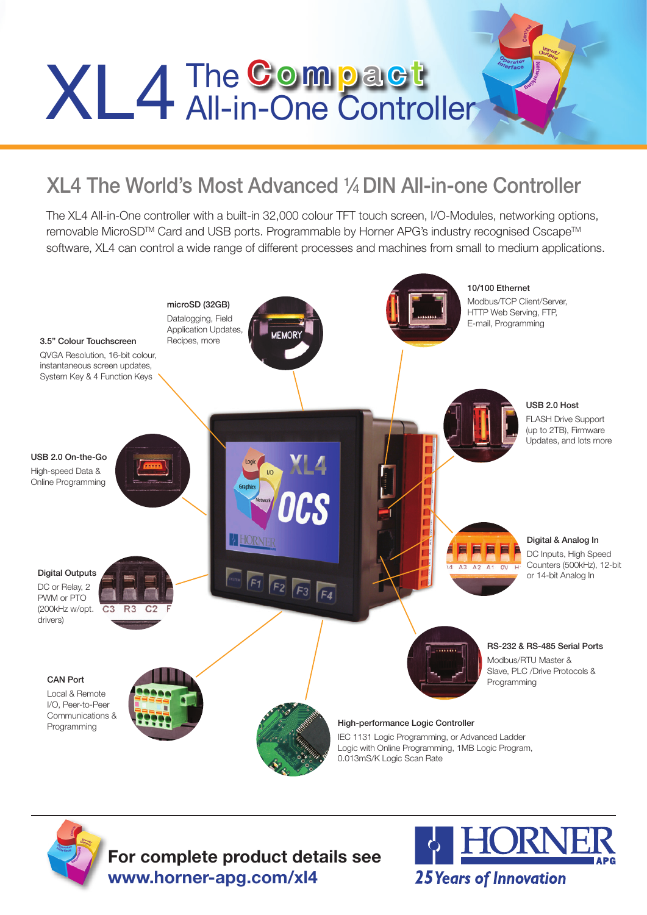# XL4 The Compact All-in-One Controller

## XL4 The World's Most Advanced ¼ DIN All-in-one Controller

The XL4 All-in-One controller with a built-in 32,000 colour TFT touch screen, I/O-Modules, networking options, removable MicroSD™ Card and USB ports. Programmable by Horner APG's industry recognised Cscape™ software, XL4 can control a wide range of different processes and machines from small to medium applications.

**3.5" Colour Touchscreen**
QVGA Resolution, 16-bit colour, instantaneous screen updates, System Key & 4 Function Keys

**microSD (32GB)**
Datalogging, Field Application Updates, Recipes, more

**10/100 Ethernet**
Modbus/TCP Client/Server, HTTP Web Serving, FTP, E-mail, Programming

**USB 2.0 Host**
FLASH Drive Support (up to 2TB), Firmware Updates, and lots more

**USB 2.0 On-the-Go**
High-speed Data & Online Programming

**Digital & Analog In**
DC Inputs, High Speed Counters (500kHz), 12-bit or 14-bit Analog In

**Digital Outputs**
DC or Relay, 2 PWM or PTO (200kHz w/opt. drivers)

**RS-232 & RS-485 Serial Ports**
Modbus/RTU Master & Slave, PLC /Drive Protocols & Programming

**CAN Port**
Local & Remote I/O, Peer-to-Peer Communications & Programming

**High-performance Logic Controller**
IEC 1131 Logic Programming, or Advanced Ladder Logic with Online Programming, 1MB Logic Program, 0.013mS/K Logic Scan Rate

**For complete product details see**
**www.horner-apg.com/xl4**

HORNER APG
*25 Years of Innovation*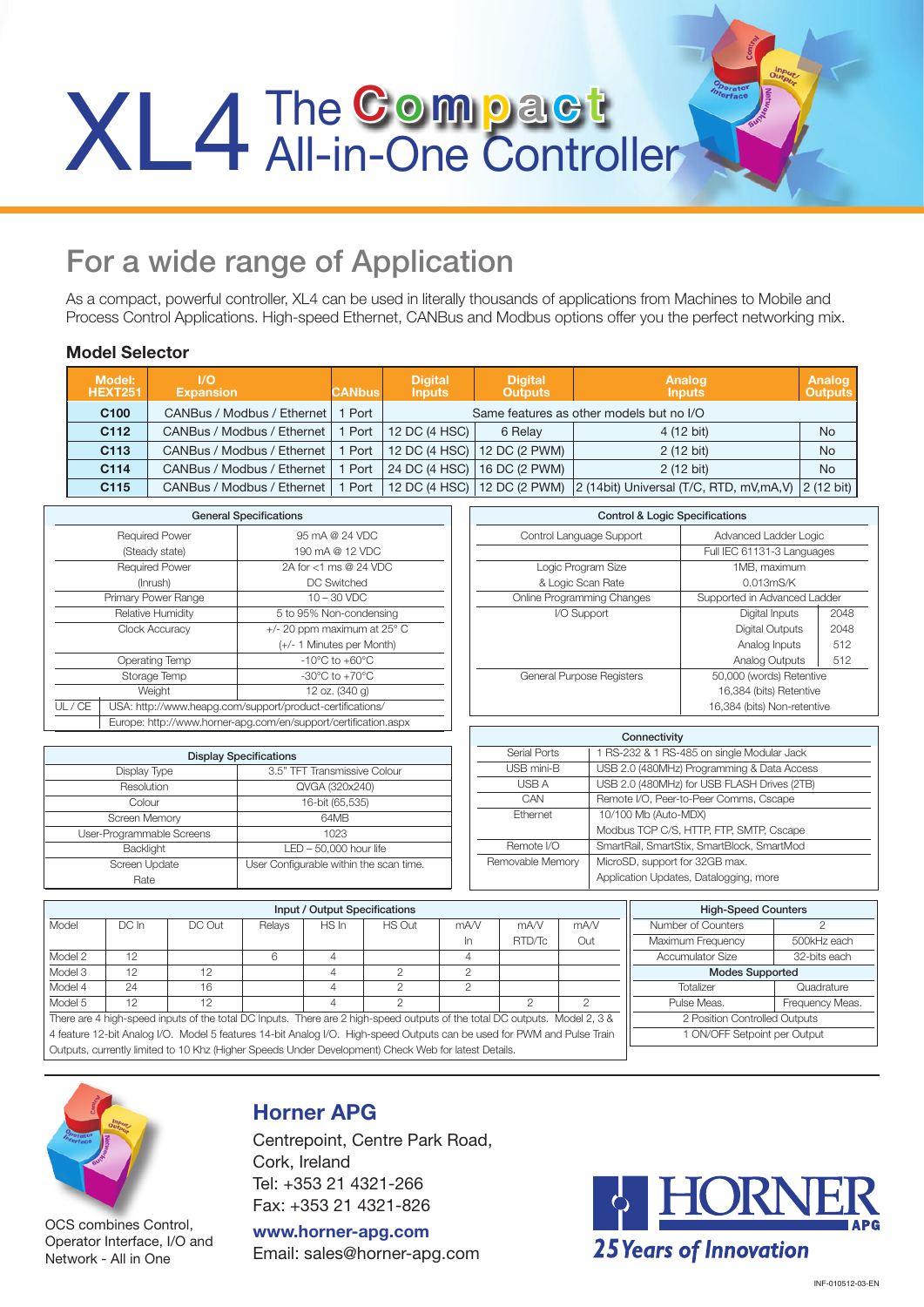# XL4 The Compact All-in-One Controller

## For a wide range of Application

As a compact, powerful controller, XL4 can be used in literally thousands of applications from Machines to Mobile and Process Control Applications. High-speed Ethernet, CANBus and Modbus options offer you the perfect networking mix.

### Model Selector

| Model: HEXT251 | I/O Expansion | CANbus | Digital Inputs | Digital Outputs | Analog Inputs | Analog Outputs |
|---|---|---|---|---|---|---|
| C100 | CANBus / Modbus / Ethernet | 1 Port | Same features as other models but no I/O | | | |
| C112 | CANBus / Modbus / Ethernet | 1 Port | 12 DC (4 HSC) | 6 Relay | 4 (12 bit) | No |
| C113 | CANBus / Modbus / Ethernet | 1 Port | 12 DC (4 HSC) | 12 DC (2 PWM) | 2 (12 bit) | No |
| C114 | CANBus / Modbus / Ethernet | 1 Port | 24 DC (4 HSC) | 16 DC (2 PWM) | 2 (12 bit) | No |
| C115 | CANBus / Modbus / Ethernet | 1 Port | 12 DC (4 HSC) | 12 DC (2 PWM) | 2 (14bit) Universal (T/C, RTD, mV,mA,V) | 2 (12 bit) |

| General Specifications | |
|---|---|
| Required Power (Steady state) | 95 mA @ 24 VDC<br>190 mA @ 12 VDC |
| Required Power (Inrush) | 2A for <1 ms @ 24 VDC<br>DC Switched |
| Primary Power Range | 10 – 30 VDC |
| Relative Humidity | 5 to 95% Non-condensing |
| Clock Accuracy | +/- 20 ppm maximum at 25° C<br>(+/- 1 Minutes per Month) |
| Operating Temp | -10°C to +60°C |
| Storage Temp | -30°C to +70°C |
| Weight | 12 oz. (340 g) |
| UL / CE | USA: http://www.heapg.com/support/product-certifications/<br>Europe: http://www.horner-apg.com/en/support/certification.aspx |

| Control & Logic Specifications | | |
|---|---|---|
| Control Language Support | Advanced Ladder Logic<br>Full IEC 61131-3 Languages | |
| Logic Program Size & Logic Scan Rate | 1MB, maximum<br>0.013mS/K | |
| Online Programming Changes | Supported in Advanced Ladder | |
| I/O Support | Digital Inputs | 2048 |
| | Digital Outputs | 2048 |
| | Analog Inputs | 512 |
| | Analog Outputs | 512 |
| General Purpose Registers | 50,000 (words) Retentive<br>16,384 (bits) Retentive<br>16,384 (bits) Non-retentive | |

| Display Specifications | |
|---|---|
| Display Type | 3.5" TFT Transmissive Colour |
| Resolution | QVGA (320x240) |
| Colour | 16-bit (65,535) |
| Screen Memory | 64MB |
| User-Programmable Screens | 1023 |
| Backlight | LED – 50,000 hour life |
| Screen Update Rate | User Configurable within the scan time. |

| Connectivity | |
|---|---|
| Serial Ports | 1 RS-232 & 1 RS-485 on single Modular Jack |
| USB mini-B | USB 2.0 (480MHz) Programming & Data Access |
| USB A | USB 2.0 (480MHz) for USB FLASH Drives (2TB) |
| CAN | Remote I/O, Peer-to-Peer Comms, Cscape |
| Ethernet | 10/100 Mb (Auto-MDX)<br>Modbus TCP C/S, HTTP, FTP, SMTP, Cscape |
| Remote I/O | SmartRail, SmartStix, SmartBlock, SmartMod |
| Removable Memory | MicroSD, support for 32GB max.<br>Application Updates, Datalogging, more |

| Input / Output Specifications | | | | | | | | |
|---|---|---|---|---|---|---|---|---|
| Model | DC In | DC Out | Relays | HS In | HS Out | mA/V In | mA/V RTD/Tc | mA/V Out |
| Model 2 | 12 | | 6 | 4 | | 4 | | |
| Model 3 | 12 | 12 | | 4 | 2 | 2 | | |
| Model 4 | 24 | 16 | | 4 | 2 | 2 | | |
| Model 5 | 12 | 12 | | 4 | 2 | | 2 | 2 |

There are 4 high-speed inputs of the total DC Inputs. There are 2 high-speed outputs of the total DC outputs. Model 2, 3 & 4 feature 12-bit Analog I/O. Model 5 features 14-bit Analog I/O. High-speed Outputs can be used for PWM and Pulse Train Outputs, currently limited to 10 Khz (Higher Speeds Under Development) Check Web for latest Details.

| High-Speed Counters | |
|---|---|
| Number of Counters | 2 |
| Maximum Frequency | 500kHz each |
| Accumulator Size | 32-bits each |
| **Modes Supported** | |
| Totalizer | Quadrature |
| Pulse Meas. | Frequency Meas. |
| 2 Position Controlled Outputs | |
| 1 ON/OFF Setpoint per Output | |

OCS combines Control, Operator Interface, I/O and Network - All in One

## Horner APG

Centrepoint, Centre Park Road,
Cork, Ireland
Tel: +353 21 4321-266
Fax: +353 21 4321-826

**www.horner-apg.com**
Email: sales@horner-apg.com

HORNER APG
25 Years of Innovation

INF-010512-03-EN